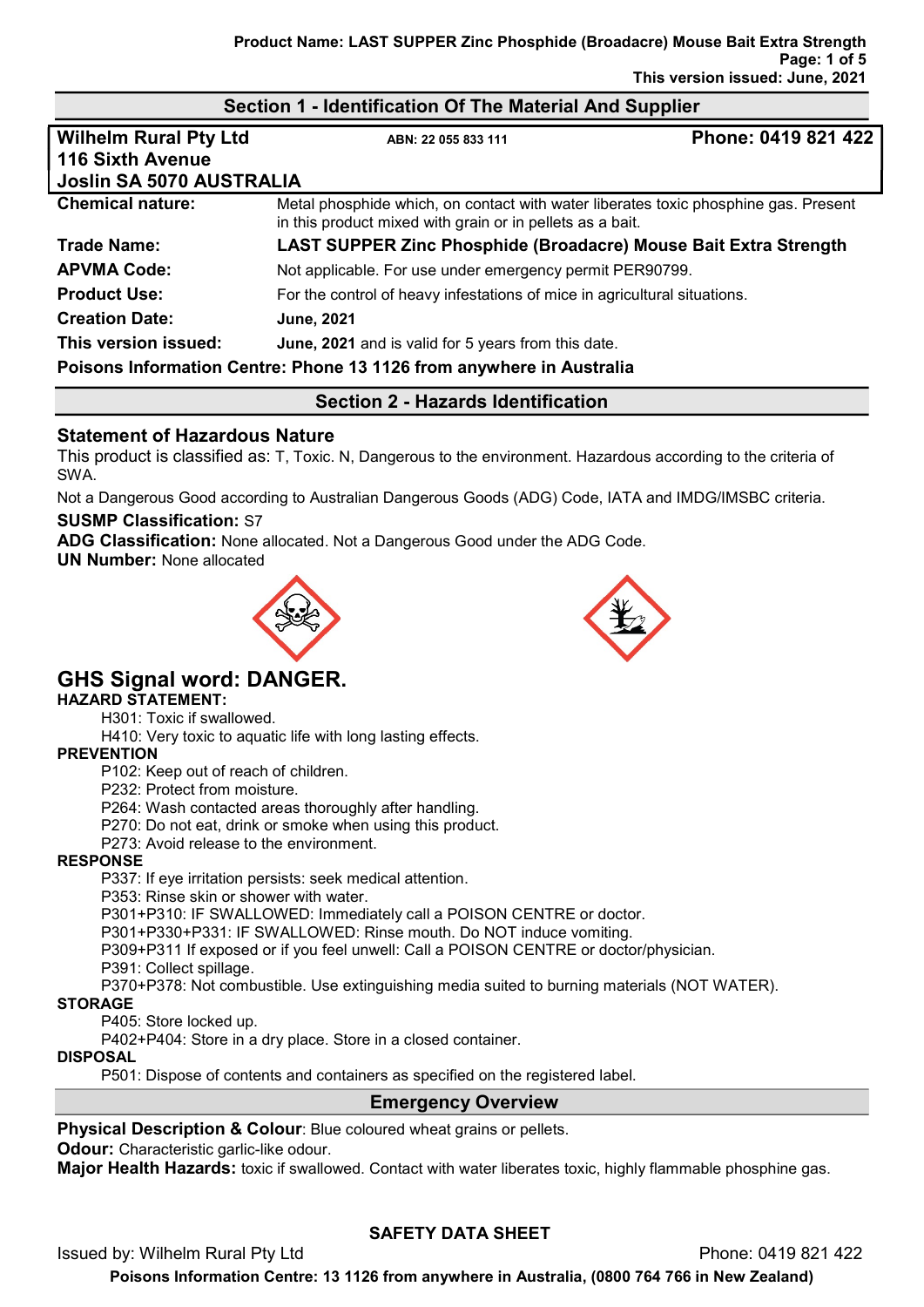## Section 1 - Identification Of The Material And Supplier

| **Wilhelm Rural Pty Ltd**<br>**116 Sixth Avenue**<br>**Joslin SA 5070 AUSTRALIA** | **ABN: 22 055 833 111** | **Phone: 0419 821 422** |
|---|---|---|

| | |
|---|---|
| **Chemical nature:** | Metal phosphide which, on contact with water liberates toxic phosphine gas. Present in this product mixed with grain or in pellets as a bait. |
| **Trade Name:** | **LAST SUPPER Zinc Phosphide (Broadacre) Mouse Bait Extra Strength** |
| **APVMA Code:** | Not applicable. For use under emergency permit PER90799. |
| **Product Use:** | For the control of heavy infestations of mice in agricultural situations. |
| **Creation Date:** | **June, 2021** |
| **This version issued:** | **June, 2021** and is valid for 5 years from this date. |

**Poisons Information Centre: Phone 13 1126 from anywhere in Australia**

## Section 2 - Hazards Identification

### Statement of Hazardous Nature

This product is classified as: T, Toxic. N, Dangerous to the environment. Hazardous according to the criteria of SWA.

Not a Dangerous Good according to Australian Dangerous Goods (ADG) Code, IATA and IMDG/IMSBC criteria.

**SUSMP Classification:** S7

**ADG Classification:** None allocated. Not a Dangerous Good under the ADG Code.

**UN Number:** None allocated

### GHS Signal word: DANGER.

**HAZARD STATEMENT:**

- H301: Toxic if swallowed.
- H410: Very toxic to aquatic life with long lasting effects.

**PREVENTION**

- P102: Keep out of reach of children.
- P232: Protect from moisture.
- P264: Wash contacted areas thoroughly after handling.
- P270: Do not eat, drink or smoke when using this product.
- P273: Avoid release to the environment.

**RESPONSE**

- P337: If eye irritation persists: seek medical attention.
- P353: Rinse skin or shower with water.
- P301+P310: IF SWALLOWED: Immediately call a POISON CENTRE or doctor.
- P301+P330+P331: IF SWALLOWED: Rinse mouth. Do NOT induce vomiting.
- P309+P311 If exposed or if you feel unwell: Call a POISON CENTRE or doctor/physician.
- P391: Collect spillage.
- P370+P378: Not combustible. Use extinguishing media suited to burning materials (NOT WATER).

**STORAGE**

- P405: Store locked up.
- P402+P404: Store in a dry place. Store in a closed container.

**DISPOSAL**

- P501: Dispose of contents and containers as specified on the registered label.

## Emergency Overview

**Physical Description & Colour**: Blue coloured wheat grains or pellets.

**Odour:** Characteristic garlic-like odour.

**Major Health Hazards:** toxic if swallowed. Contact with water liberates toxic, highly flammable phosphine gas.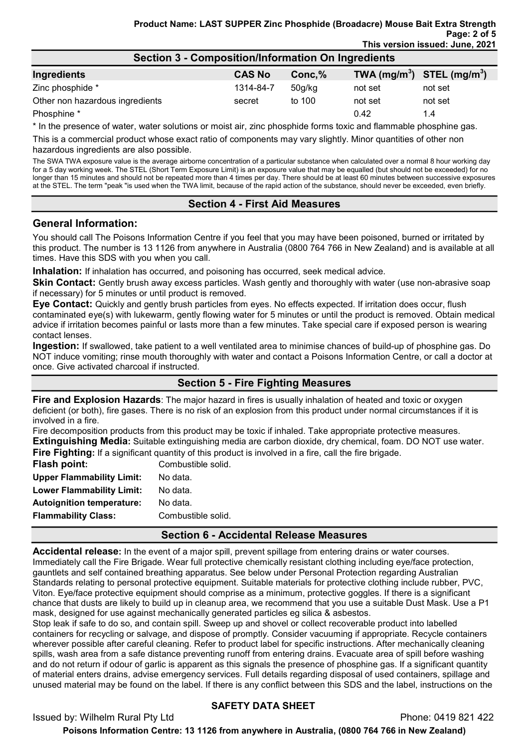## Section 3 - Composition/Information On Ingredients

| Ingredients | CAS No | Conc,% | TWA ($mg/m^3$) | STEL ($mg/m^3$) |
|---|---|---|---|---|
| Zinc phosphide * | 1314-84-7 | 50g/kg | not set | not set |
| Other non hazardous ingredients | secret | to 100 | not set | not set |
| Phosphine * | | | 0.42 | 1.4 |

* In the presence of water, water solutions or moist air, zinc phosphide forms toxic and flammable phosphine gas.

This is a commercial product whose exact ratio of components may vary slightly. Minor quantities of other non hazardous ingredients are also possible.

The SWA TWA exposure value is the average airborne concentration of a particular substance when calculated over a normal 8 hour working day for a 5 day working week. The STEL (Short Term Exposure Limit) is an exposure value that may be equalled (but should not be exceeded) for no longer than 15 minutes and should not be repeated more than 4 times per day. There should be at least 60 minutes between successive exposures at the STEL. The term "peak "is used when the TWA limit, because of the rapid action of the substance, should never be exceeded, even briefly.

## Section 4 - First Aid Measures

### General Information:

You should call The Poisons Information Centre if you feel that you may have been poisoned, burned or irritated by this product. The number is 13 1126 from anywhere in Australia (0800 764 766 in New Zealand) and is available at all times. Have this SDS with you when you call.

**Inhalation:** If inhalation has occurred, and poisoning has occurred, seek medical advice.

**Skin Contact:** Gently brush away excess particles. Wash gently and thoroughly with water (use non-abrasive soap if necessary) for 5 minutes or until product is removed.

**Eye Contact:** Quickly and gently brush particles from eyes. No effects expected. If irritation does occur, flush contaminated eye(s) with lukewarm, gently flowing water for 5 minutes or until the product is removed. Obtain medical advice if irritation becomes painful or lasts more than a few minutes. Take special care if exposed person is wearing contact lenses.

**Ingestion:** If swallowed, take patient to a well ventilated area to minimise chances of build-up of phosphine gas. Do NOT induce vomiting; rinse mouth thoroughly with water and contact a Poisons Information Centre, or call a doctor at once. Give activated charcoal if instructed.

## Section 5 - Fire Fighting Measures

**Fire and Explosion Hazards**: The major hazard in fires is usually inhalation of heated and toxic or oxygen deficient (or both), fire gases. There is no risk of an explosion from this product under normal circumstances if it is involved in a fire.

Fire decomposition products from this product may be toxic if inhaled. Take appropriate protective measures.

**Extinguishing Media:** Suitable extinguishing media are carbon dioxide, dry chemical, foam. DO NOT use water.

**Fire Fighting:** If a significant quantity of this product is involved in a fire, call the fire brigade.

| | |
|---|---|
| **Flash point:** | Combustible solid. |
| **Upper Flammability Limit:** | No data. |
| **Lower Flammability Limit:** | No data. |
| **Autoignition temperature:** | No data. |
| **Flammability Class:** | Combustible solid. |

## Section 6 - Accidental Release Measures

**Accidental release:** In the event of a major spill, prevent spillage from entering drains or water courses. Immediately call the Fire Brigade. Wear full protective chemically resistant clothing including eye/face protection, gauntlets and self contained breathing apparatus. See below under Personal Protection regarding Australian Standards relating to personal protective equipment. Suitable materials for protective clothing include rubber, PVC, Viton. Eye/face protective equipment should comprise as a minimum, protective goggles. If there is a significant chance that dusts are likely to build up in cleanup area, we recommend that you use a suitable Dust Mask. Use a P1 mask, designed for use against mechanically generated particles eg silica & asbestos.

Stop leak if safe to do so, and contain spill. Sweep up and shovel or collect recoverable product into labelled containers for recycling or salvage, and dispose of promptly. Consider vacuuming if appropriate. Recycle containers wherever possible after careful cleaning. Refer to product label for specific instructions. After mechanically cleaning spills, wash area from a safe distance preventing runoff from entering drains. Evacuate area of spill before washing and do not return if odour of garlic is apparent as this signals the presence of phosphine gas. If a significant quantity of material enters drains, advise emergency services. Full details regarding disposal of used containers, spillage and unused material may be found on the label. If there is any conflict between this SDS and the label, instructions on the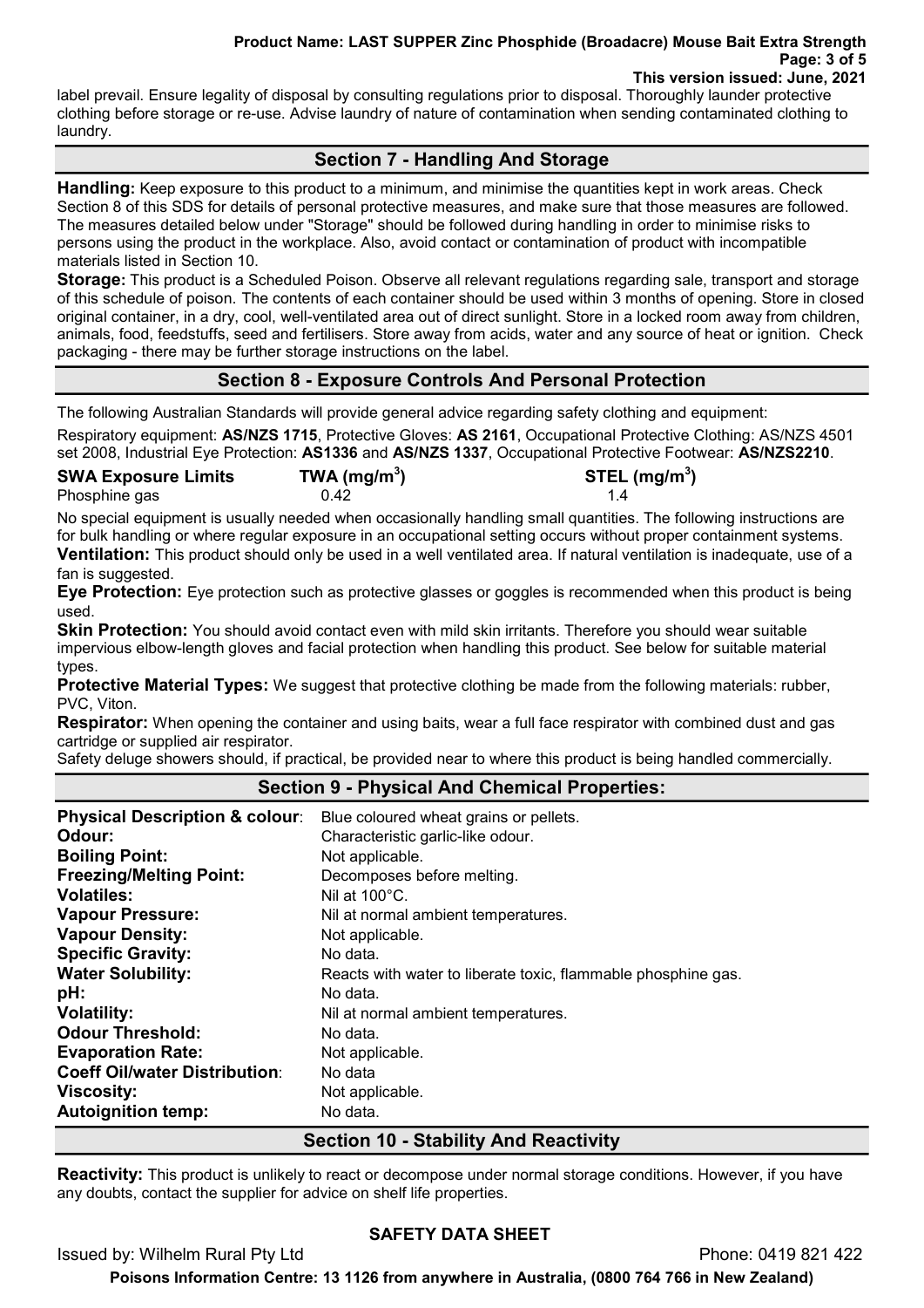label prevail. Ensure legality of disposal by consulting regulations prior to disposal. Thoroughly launder protective clothing before storage or re-use. Advise laundry of nature of contamination when sending contaminated clothing to laundry.

## Section 7 - Handling And Storage

**Handling:** Keep exposure to this product to a minimum, and minimise the quantities kept in work areas. Check Section 8 of this SDS for details of personal protective measures, and make sure that those measures are followed. The measures detailed below under "Storage" should be followed during handling in order to minimise risks to persons using the product in the workplace. Also, avoid contact or contamination of product with incompatible materials listed in Section 10.

**Storage:** This product is a Scheduled Poison. Observe all relevant regulations regarding sale, transport and storage of this schedule of poison. The contents of each container should be used within 3 months of opening. Store in closed original container, in a dry, cool, well-ventilated area out of direct sunlight. Store in a locked room away from children, animals, food, feedstuffs, seed and fertilisers. Store away from acids, water and any source of heat or ignition. Check packaging - there may be further storage instructions on the label.

## Section 8 - Exposure Controls And Personal Protection

The following Australian Standards will provide general advice regarding safety clothing and equipment:

Respiratory equipment: **AS/NZS 1715**, Protective Gloves: **AS 2161**, Occupational Protective Clothing: AS/NZS 4501 set 2008, Industrial Eye Protection: **AS1336** and **AS/NZS 1337**, Occupational Protective Footwear: **AS/NZS2210**.

| SWA Exposure Limits | TWA ($mg/m^3$) | STEL ($mg/m^3$) |
|---|---|---|
| Phosphine gas | 0.42 | 1.4 |

No special equipment is usually needed when occasionally handling small quantities. The following instructions are for bulk handling or where regular exposure in an occupational setting occurs without proper containment systems.

**Ventilation:** This product should only be used in a well ventilated area. If natural ventilation is inadequate, use of a fan is suggested.

**Eye Protection:** Eye protection such as protective glasses or goggles is recommended when this product is being used.

**Skin Protection:** You should avoid contact even with mild skin irritants. Therefore you should wear suitable impervious elbow-length gloves and facial protection when handling this product. See below for suitable material types.

**Protective Material Types:** We suggest that protective clothing be made from the following materials: rubber, PVC, Viton.

**Respirator:** When opening the container and using baits, wear a full face respirator with combined dust and gas cartridge or supplied air respirator.

Safety deluge showers should, if practical, be provided near to where this product is being handled commercially.

## Section 9 - Physical And Chemical Properties:

| | |
|---|---|
| **Physical Description & colour**: | Blue coloured wheat grains or pellets. |
| **Odour:** | Characteristic garlic-like odour. |
| **Boiling Point:** | Not applicable. |
| **Freezing/Melting Point:** | Decomposes before melting. |
| **Volatiles:** | Nil at 100°C. |
| **Vapour Pressure:** | Nil at normal ambient temperatures. |
| **Vapour Density:** | Not applicable. |
| **Specific Gravity:** | No data. |
| **Water Solubility:** | Reacts with water to liberate toxic, flammable phosphine gas. |
| **pH:** | No data. |
| **Volatility:** | Nil at normal ambient temperatures. |
| **Odour Threshold:** | No data. |
| **Evaporation Rate:** | Not applicable. |
| **Coeff Oil/water Distribution**: | No data |
| **Viscosity:** | Not applicable. |
| **Autoignition temp:** | No data. |

## Section 10 - Stability And Reactivity

**Reactivity:** This product is unlikely to react or decompose under normal storage conditions. However, if you have any doubts, contact the supplier for advice on shelf life properties.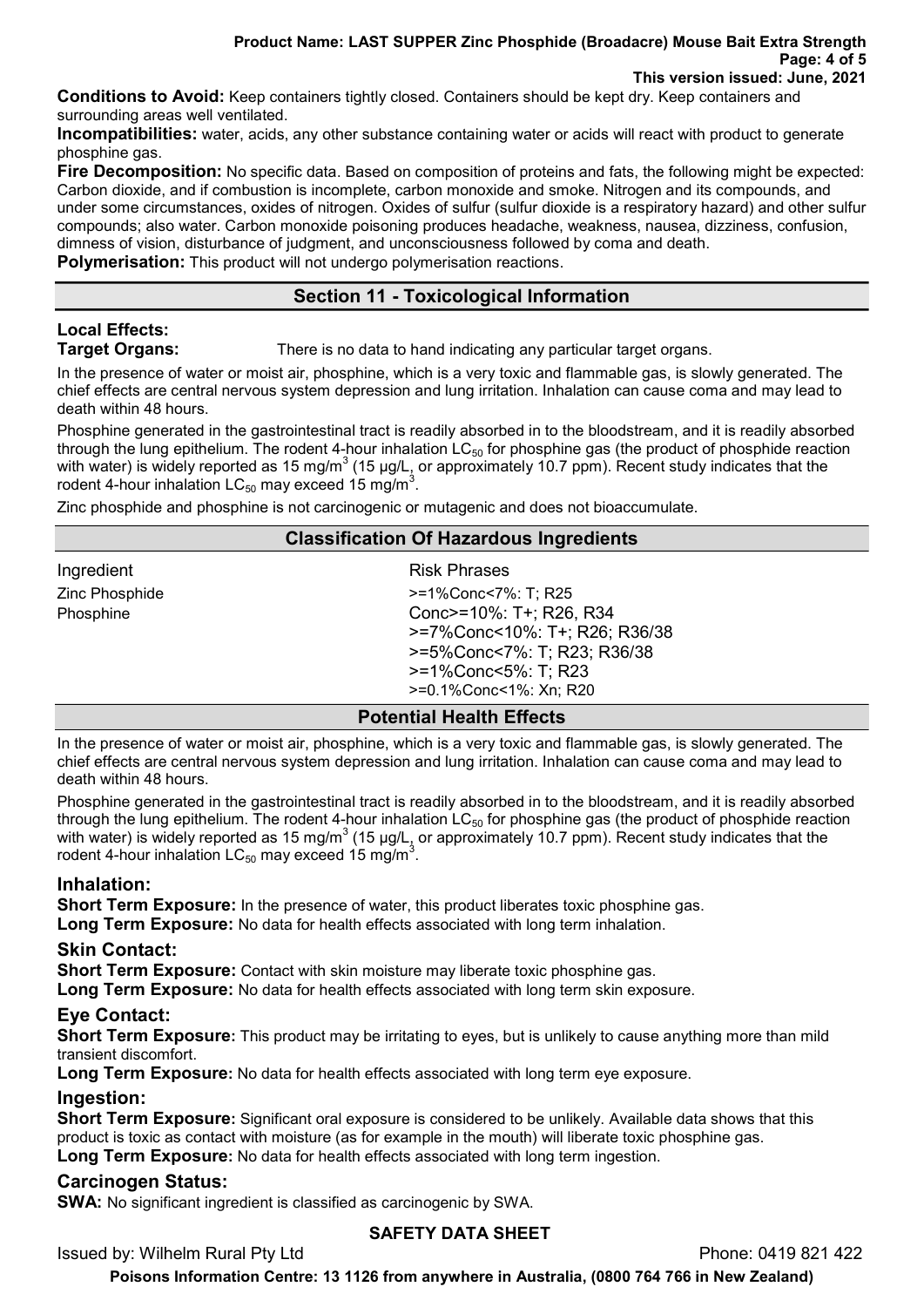**Conditions to Avoid:** Keep containers tightly closed. Containers should be kept dry. Keep containers and surrounding areas well ventilated.

**Incompatibilities:** water, acids, any other substance containing water or acids will react with product to generate phosphine gas.

**Fire Decomposition:** No specific data. Based on composition of proteins and fats, the following might be expected: Carbon dioxide, and if combustion is incomplete, carbon monoxide and smoke. Nitrogen and its compounds, and under some circumstances, oxides of nitrogen. Oxides of sulfur (sulfur dioxide is a respiratory hazard) and other sulfur compounds; also water. Carbon monoxide poisoning produces headache, weakness, nausea, dizziness, confusion, dimness of vision, disturbance of judgment, and unconsciousness followed by coma and death.

**Polymerisation:** This product will not undergo polymerisation reactions.

## Section 11 - Toxicological Information

### Local Effects:

**Target Organs:** There is no data to hand indicating any particular target organs.

In the presence of water or moist air, phosphine, which is a very toxic and flammable gas, is slowly generated. The chief effects are central nervous system depression and lung irritation. Inhalation can cause coma and may lead to death within 48 hours.

Phosphine generated in the gastrointestinal tract is readily absorbed in to the bloodstream, and it is readily absorbed through the lung epithelium. The rodent 4-hour inhalation $LC_{50}$ for phosphine gas (the product of phosphide reaction with water) is widely reported as 15 mg/m$^3$ (15 µg/L, or approximately 10.7 ppm). Recent study indicates that the rodent 4-hour inhalation $LC_{50}$ may exceed 15 mg/m$^3$.

Zinc phosphide and phosphine is not carcinogenic or mutagenic and does not bioaccumulate.

## Classification Of Hazardous Ingredients

| Ingredient | Risk Phrases |
|---|---|
| Zinc Phosphide | >=1%Conc<7%: T; R25 |
| Phosphine | Conc>=10%: T+; R26, R34 |
| | >=7%Conc<10%: T+; R26; R36/38 |
| | >=5%Conc<7%: T; R23; R36/38 |
| | >=1%Conc<5%: T; R23 |
| | >=0.1%Conc<1%: Xn; R20 |

## Potential Health Effects

In the presence of water or moist air, phosphine, which is a very toxic and flammable gas, is slowly generated. The chief effects are central nervous system depression and lung irritation. Inhalation can cause coma and may lead to death within 48 hours.

Phosphine generated in the gastrointestinal tract is readily absorbed in to the bloodstream, and it is readily absorbed through the lung epithelium. The rodent 4-hour inhalation $LC_{50}$ for phosphine gas (the product of phosphide reaction with water) is widely reported as 15 mg/m$^3$ (15 µg/L, or approximately 10.7 ppm). Recent study indicates that the rodent 4-hour inhalation $LC_{50}$ may exceed 15 mg/m$^3$.

### Inhalation:

**Short Term Exposure:** In the presence of water, this product liberates toxic phosphine gas.

**Long Term Exposure:** No data for health effects associated with long term inhalation.

### Skin Contact:

**Short Term Exposure:** Contact with skin moisture may liberate toxic phosphine gas.

**Long Term Exposure:** No data for health effects associated with long term skin exposure.

### Eye Contact:

**Short Term Exposure:** This product may be irritating to eyes, but is unlikely to cause anything more than mild transient discomfort.

**Long Term Exposure:** No data for health effects associated with long term eye exposure.

### Ingestion:

**Short Term Exposure:** Significant oral exposure is considered to be unlikely. Available data shows that this product is toxic as contact with moisture (as for example in the mouth) will liberate toxic phosphine gas.

**Long Term Exposure:** No data for health effects associated with long term ingestion.

### Carcinogen Status:

**SWA:** No significant ingredient is classified as carcinogenic by SWA.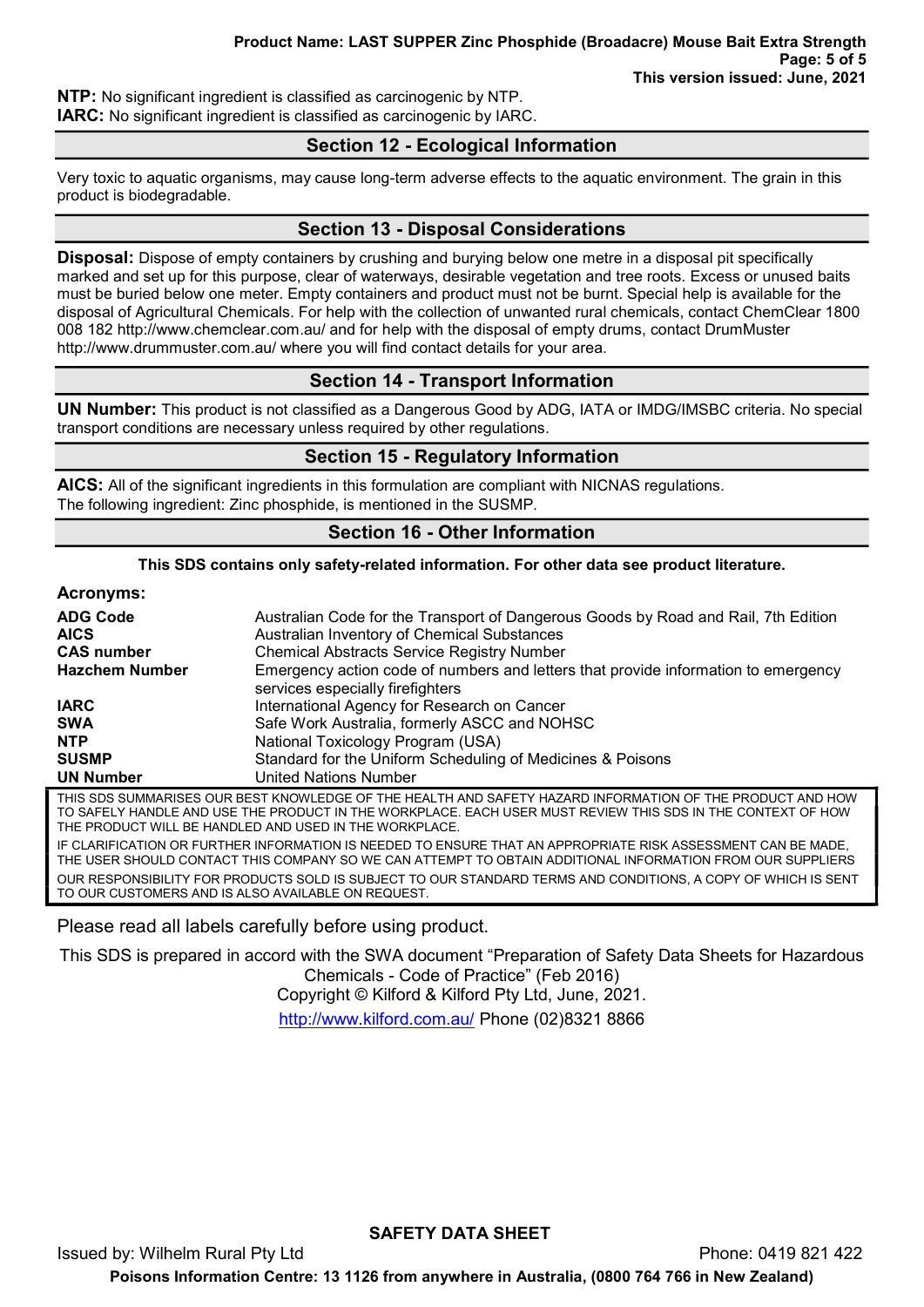**NTP:** No significant ingredient is classified as carcinogenic by NTP.
**IARC:** No significant ingredient is classified as carcinogenic by IARC.

## Section 12 - Ecological Information

Very toxic to aquatic organisms, may cause long-term adverse effects to the aquatic environment. The grain in this product is biodegradable.

## Section 13 - Disposal Considerations

**Disposal:** Dispose of empty containers by crushing and burying below one metre in a disposal pit specifically marked and set up for this purpose, clear of waterways, desirable vegetation and tree roots. Excess or unused baits must be buried below one meter. Empty containers and product must not be burnt. Special help is available for the disposal of Agricultural Chemicals. For help with the collection of unwanted rural chemicals, contact ChemClear 1800 008 182 http://www.chemclear.com.au/ and for help with the disposal of empty drums, contact DrumMuster http://www.drummuster.com.au/ where you will find contact details for your area.

## Section 14 - Transport Information

**UN Number:** This product is not classified as a Dangerous Good by ADG, IATA or IMDG/IMSBC criteria. No special transport conditions are necessary unless required by other regulations.

## Section 15 - Regulatory Information

**AICS:** All of the significant ingredients in this formulation are compliant with NICNAS regulations.
The following ingredient: Zinc phosphide, is mentioned in the SUSMP.

## Section 16 - Other Information

**This SDS contains only safety-related information. For other data see product literature.**

**Acronyms:**

| | |
|---|---|
| **ADG Code** | Australian Code for the Transport of Dangerous Goods by Road and Rail, 7th Edition |
| **AICS** | Australian Inventory of Chemical Substances |
| **CAS number** | Chemical Abstracts Service Registry Number |
| **Hazchem Number** | Emergency action code of numbers and letters that provide information to emergency services especially firefighters |
| **IARC** | International Agency for Research on Cancer |
| **SWA** | Safe Work Australia, formerly ASCC and NOHSC |
| **NTP** | National Toxicology Program (USA) |
| **SUSMP** | Standard for the Uniform Scheduling of Medicines & Poisons |
| **UN Number** | United Nations Number |

THIS SDS SUMMARISES OUR BEST KNOWLEDGE OF THE HEALTH AND SAFETY HAZARD INFORMATION OF THE PRODUCT AND HOW TO SAFELY HANDLE AND USE THE PRODUCT IN THE WORKPLACE. EACH USER MUST REVIEW THIS SDS IN THE CONTEXT OF HOW THE PRODUCT WILL BE HANDLED AND USED IN THE WORKPLACE.

IF CLARIFICATION OR FURTHER INFORMATION IS NEEDED TO ENSURE THAT AN APPROPRIATE RISK ASSESSMENT CAN BE MADE, THE USER SHOULD CONTACT THIS COMPANY SO WE CAN ATTEMPT TO OBTAIN ADDITIONAL INFORMATION FROM OUR SUPPLIERS

OUR RESPONSIBILITY FOR PRODUCTS SOLD IS SUBJECT TO OUR STANDARD TERMS AND CONDITIONS, A COPY OF WHICH IS SENT TO OUR CUSTOMERS AND IS ALSO AVAILABLE ON REQUEST.

Please read all labels carefully before using product.

This SDS is prepared in accord with the SWA document "Preparation of Safety Data Sheets for Hazardous Chemicals - Code of Practice" (Feb 2016)
Copyright © Kilford & Kilford Pty Ltd, June, 2021.
http://www.kilford.com.au/ Phone (02)8321 8866